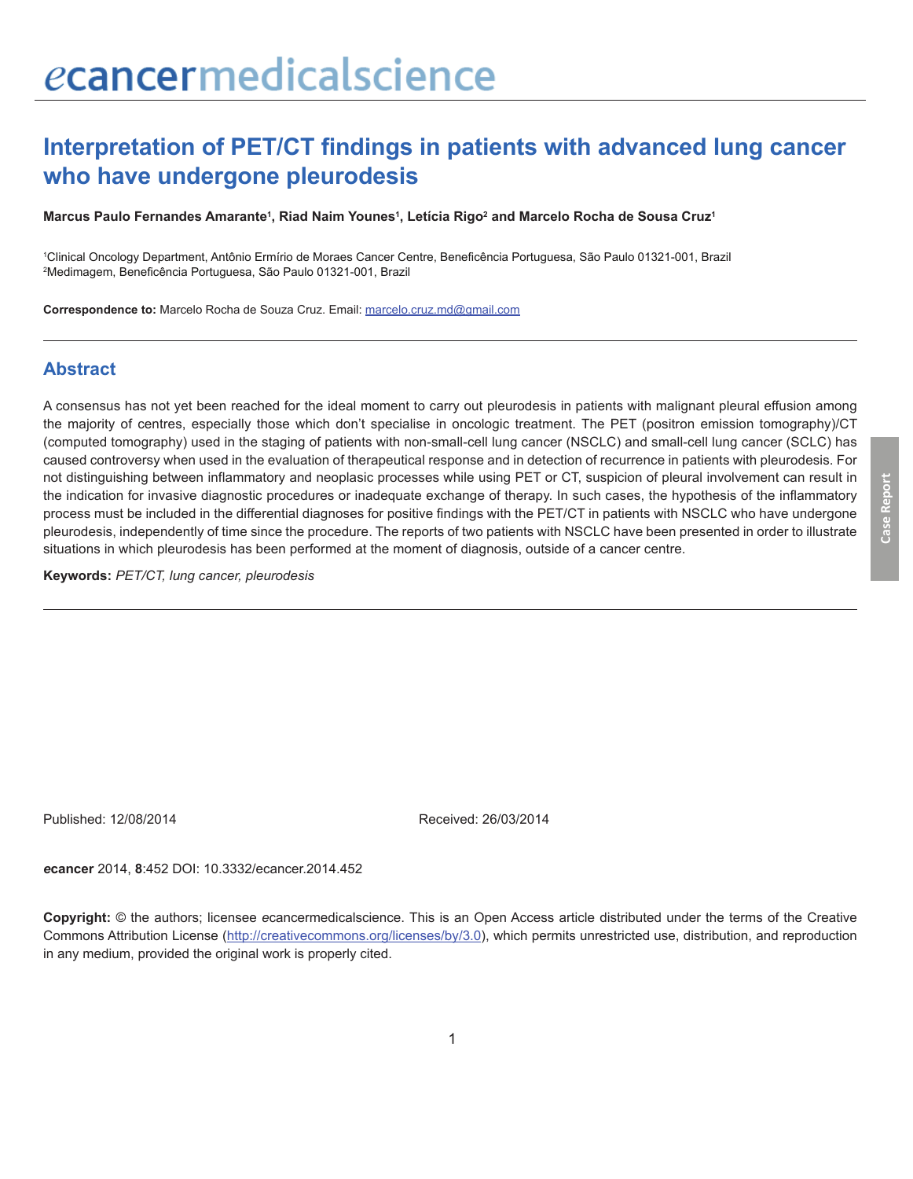# Interpretation of PET/CT findings in patients with advanced lung cancer who have undergone pleurodesis

**Marcus Paulo Fernandes Amarante[1], Riad Naim Younes[1], Letícia Rigo[2] and Marcelo Rocha de Sousa Cruz[1]**

[1]Clinical Oncology Department, Antônio Ermírio de Moraes Cancer Centre, Beneficência Portuguesa, São Paulo 01321-001, Brazil
[2]Medimagem, Beneficência Portuguesa, São Paulo 01321-001, Brazil

**Correspondence to:** Marcelo Rocha de Souza Cruz. Email: marcelo.cruz.md@gmail.com

## Abstract

A consensus has not yet been reached for the ideal moment to carry out pleurodesis in patients with malignant pleural effusion among the majority of centres, especially those which don't specialise in oncologic treatment. The PET (positron emission tomography)/CT (computed tomography) used in the staging of patients with non-small-cell lung cancer (NSCLC) and small-cell lung cancer (SCLC) has caused controversy when used in the evaluation of therapeutical response and in detection of recurrence in patients with pleurodesis. For not distinguishing between inflammatory and neoplasic processes while using PET or CT, suspicion of pleural involvement can result in the indication for invasive diagnostic procedures or inadequate exchange of therapy. In such cases, the hypothesis of the inflammatory process must be included in the differential diagnoses for positive findings with the PET/CT in patients with NSCLC who have undergone pleurodesis, independently of time since the procedure. The reports of two patients with NSCLC have been presented in order to illustrate situations in which pleurodesis has been performed at the moment of diagnosis, outside of a cancer centre.

**Keywords:** *PET/CT, lung cancer, pleurodesis*

Published: 12/08/2014

Received: 26/03/2014

***e*cancer** 2014, **8**:452 DOI: 10.3332/ecancer.2014.452

**Copyright:** © the authors; licensee *e*cancermedicalscience. This is an Open Access article distributed under the terms of the Creative Commons Attribution License (http://creativecommons.org/licenses/by/3.0), which permits unrestricted use, distribution, and reproduction in any medium, provided the original work is properly cited.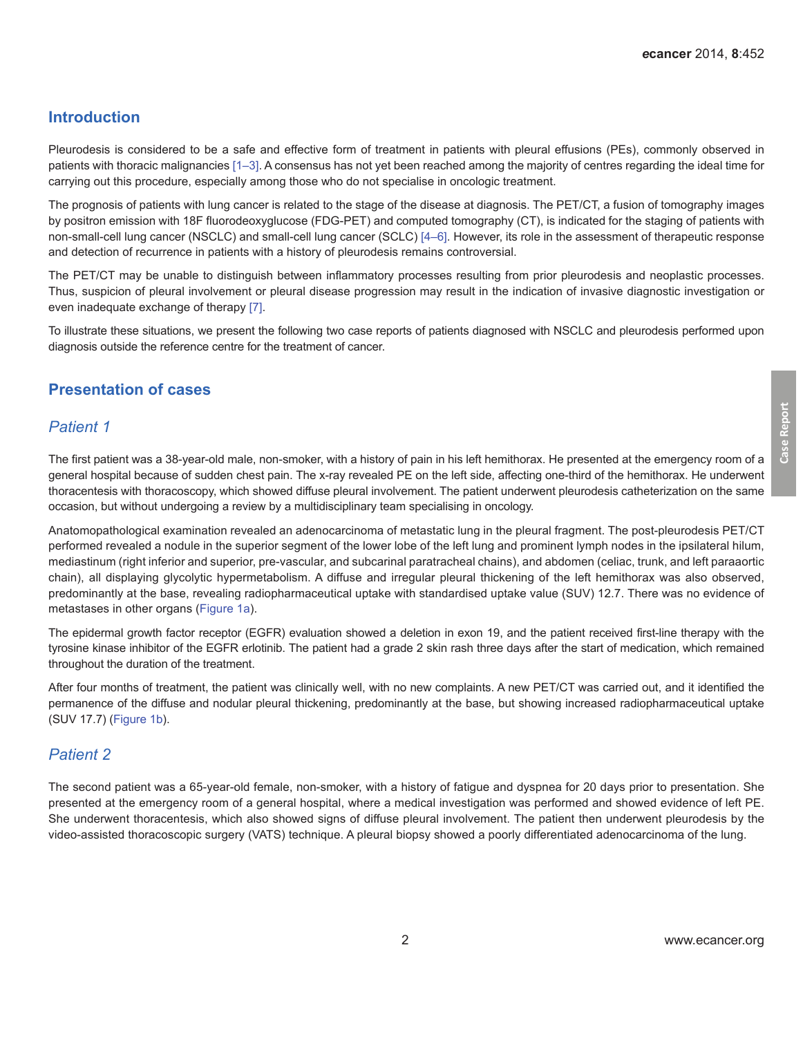## Introduction

Pleurodesis is considered to be a safe and effective form of treatment in patients with pleural effusions (PEs), commonly observed in patients with thoracic malignancies [1–3]. A consensus has not yet been reached among the majority of centres regarding the ideal time for carrying out this procedure, especially among those who do not specialise in oncologic treatment.

The prognosis of patients with lung cancer is related to the stage of the disease at diagnosis. The PET/CT, a fusion of tomography images by positron emission with 18F fluorodeoxyglucose (FDG-PET) and computed tomography (CT), is indicated for the staging of patients with non-small-cell lung cancer (NSCLC) and small-cell lung cancer (SCLC) [4–6]. However, its role in the assessment of therapeutic response and detection of recurrence in patients with a history of pleurodesis remains controversial.

The PET/CT may be unable to distinguish between inflammatory processes resulting from prior pleurodesis and neoplastic processes. Thus, suspicion of pleural involvement or pleural disease progression may result in the indication of invasive diagnostic investigation or even inadequate exchange of therapy [7].

To illustrate these situations, we present the following two case reports of patients diagnosed with NSCLC and pleurodesis performed upon diagnosis outside the reference centre for the treatment of cancer.

## Presentation of cases

### *Patient 1*

The first patient was a 38-year-old male, non-smoker, with a history of pain in his left hemithorax. He presented at the emergency room of a general hospital because of sudden chest pain. The x-ray revealed PE on the left side, affecting one-third of the hemithorax. He underwent thoracentesis with thoracoscopy, which showed diffuse pleural involvement. The patient underwent pleurodesis catheterization on the same occasion, but without undergoing a review by a multidisciplinary team specialising in oncology.

Anatomopathological examination revealed an adenocarcinoma of metastatic lung in the pleural fragment. The post-pleurodesis PET/CT performed revealed a nodule in the superior segment of the lower lobe of the left lung and prominent lymph nodes in the ipsilateral hilum, mediastinum (right inferior and superior, pre-vascular, and subcarinal paratracheal chains), and abdomen (celiac, trunk, and left paraaortic chain), all displaying glycolytic hypermetabolism. A diffuse and irregular pleural thickening of the left hemithorax was also observed, predominantly at the base, revealing radiopharmaceutical uptake with standardised uptake value (SUV) 12.7. There was no evidence of metastases in other organs (Figure 1a).

The epidermal growth factor receptor (EGFR) evaluation showed a deletion in exon 19, and the patient received first-line therapy with the tyrosine kinase inhibitor of the EGFR erlotinib. The patient had a grade 2 skin rash three days after the start of medication, which remained throughout the duration of the treatment.

After four months of treatment, the patient was clinically well, with no new complaints. A new PET/CT was carried out, and it identified the permanence of the diffuse and nodular pleural thickening, predominantly at the base, but showing increased radiopharmaceutical uptake (SUV 17.7) (Figure 1b).

### *Patient 2*

The second patient was a 65-year-old female, non-smoker, with a history of fatigue and dyspnea for 20 days prior to presentation. She presented at the emergency room of a general hospital, where a medical investigation was performed and showed evidence of left PE. She underwent thoracentesis, which also showed signs of diffuse pleural involvement. The patient then underwent pleurodesis by the video-assisted thoracoscopic surgery (VATS) technique. A pleural biopsy showed a poorly differentiated adenocarcinoma of the lung.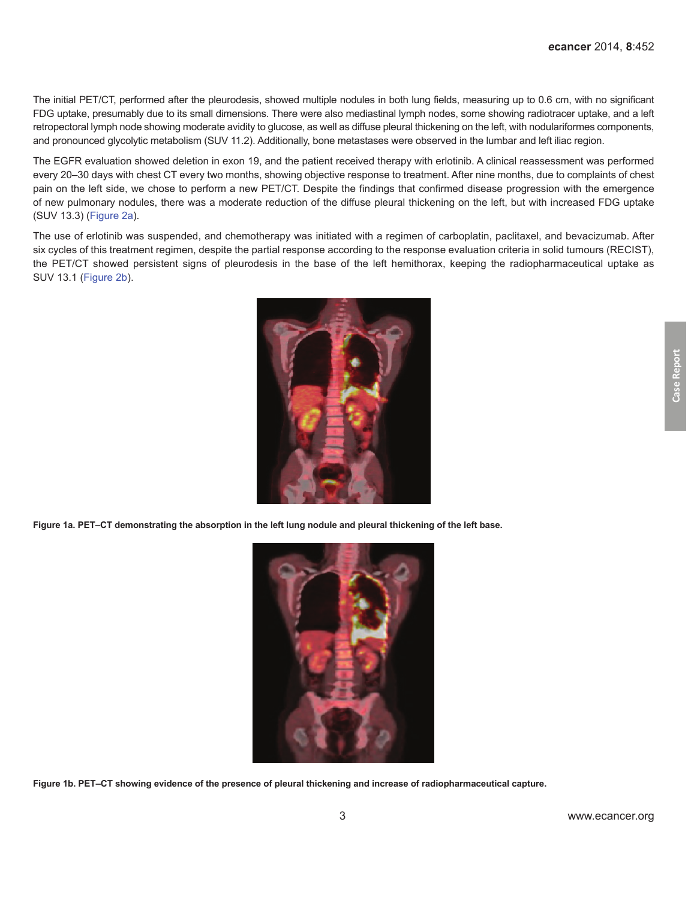The initial PET/CT, performed after the pleurodesis, showed multiple nodules in both lung fields, measuring up to 0.6 cm, with no significant FDG uptake, presumably due to its small dimensions. There were also mediastinal lymph nodes, some showing radiotracer uptake, and a left retropectoral lymph node showing moderate avidity to glucose, as well as diffuse pleural thickening on the left, with nodulariformes components, and pronounced glycolytic metabolism (SUV 11.2). Additionally, bone metastases were observed in the lumbar and left iliac region.

The EGFR evaluation showed deletion in exon 19, and the patient received therapy with erlotinib. A clinical reassessment was performed every 20–30 days with chest CT every two months, showing objective response to treatment. After nine months, due to complaints of chest pain on the left side, we chose to perform a new PET/CT. Despite the findings that confirmed disease progression with the emergence of new pulmonary nodules, there was a moderate reduction of the diffuse pleural thickening on the left, but with increased FDG uptake (SUV 13.3) (Figure 2a).

The use of erlotinib was suspended, and chemotherapy was initiated with a regimen of carboplatin, paclitaxel, and bevacizumab. After six cycles of this treatment regimen, despite the partial response according to the response evaluation criteria in solid tumours (RECIST), the PET/CT showed persistent signs of pleurodesis in the base of the left hemithorax, keeping the radiopharmaceutical uptake as SUV 13.1 (Figure 2b).

**Figure 1a. PET–CT demonstrating the absorption in the left lung nodule and pleural thickening of the left base.**

**Figure 1b. PET–CT showing evidence of the presence of pleural thickening and increase of radiopharmaceutical capture.**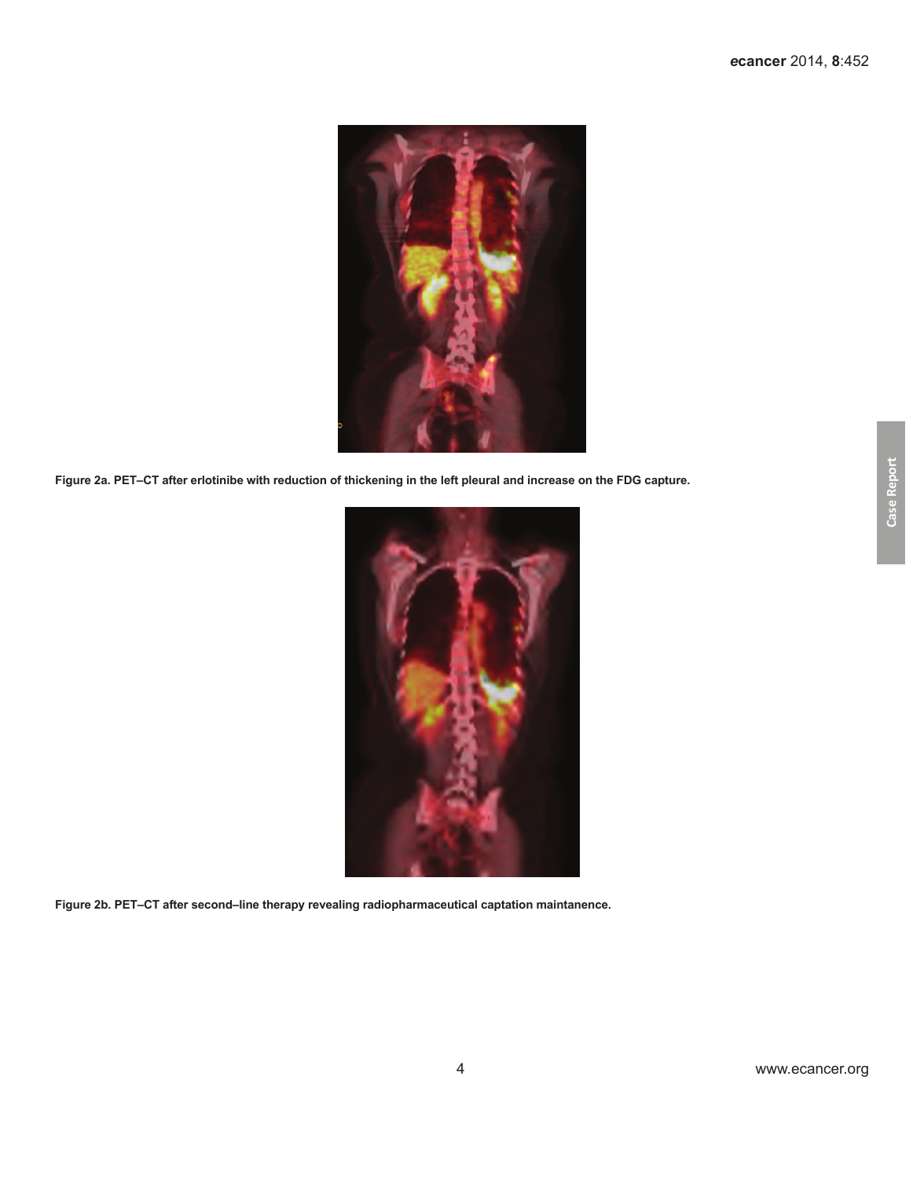**Figure 2a. PET–CT after erlotinibe with reduction of thickening in the left pleural and increase on the FDG capture.**

**Figure 2b. PET–CT after second–line therapy revealing radiopharmaceutical captation maintanence.**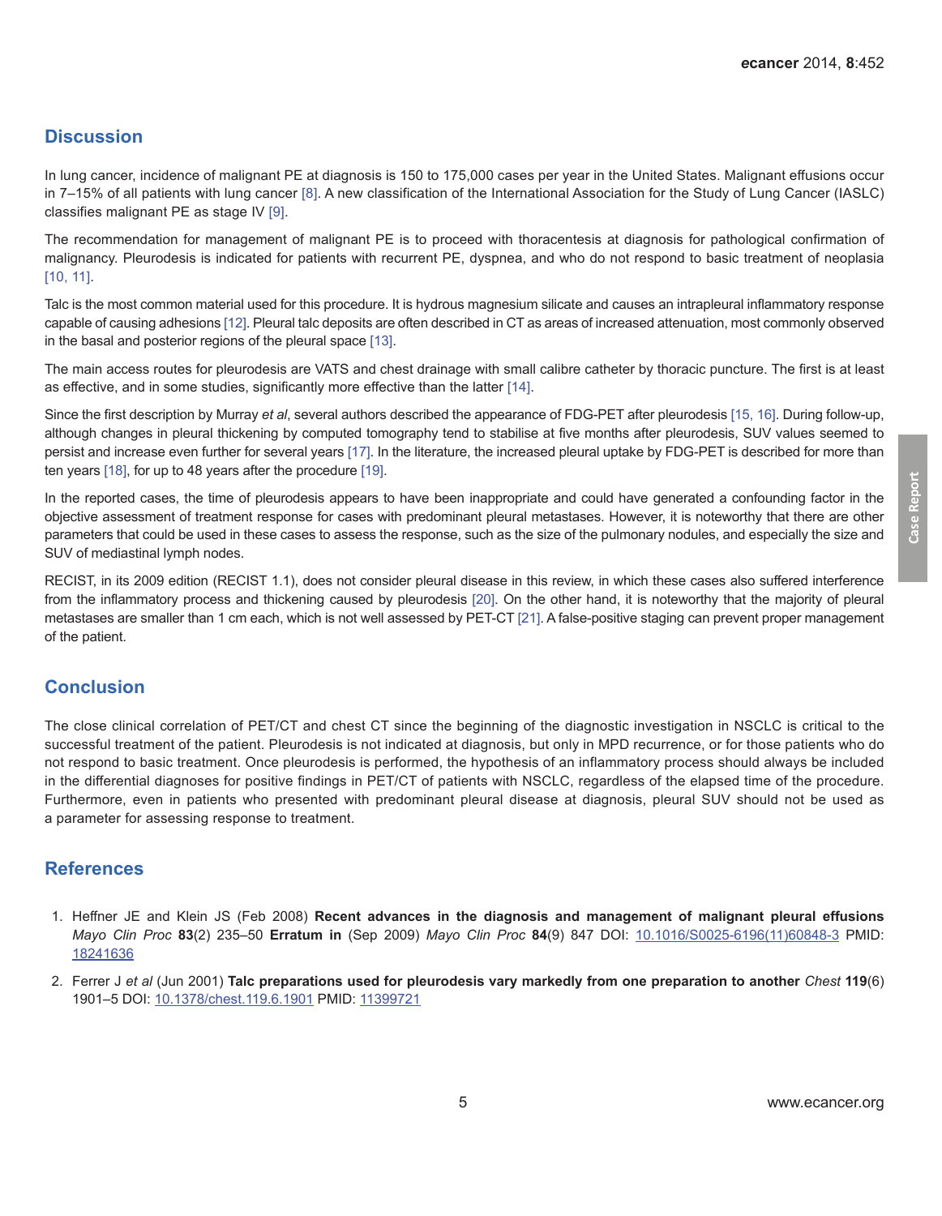## Discussion

In lung cancer, incidence of malignant PE at diagnosis is 150 to 175,000 cases per year in the United States. Malignant effusions occur in 7–15% of all patients with lung cancer [8]. A new classification of the International Association for the Study of Lung Cancer (IASLC) classifies malignant PE as stage IV [9].

The recommendation for management of malignant PE is to proceed with thoracentesis at diagnosis for pathological confirmation of malignancy. Pleurodesis is indicated for patients with recurrent PE, dyspnea, and who do not respond to basic treatment of neoplasia [10, 11].

Talc is the most common material used for this procedure. It is hydrous magnesium silicate and causes an intrapleural inflammatory response capable of causing adhesions [12]. Pleural talc deposits are often described in CT as areas of increased attenuation, most commonly observed in the basal and posterior regions of the pleural space [13].

The main access routes for pleurodesis are VATS and chest drainage with small calibre catheter by thoracic puncture. The first is at least as effective, and in some studies, significantly more effective than the latter [14].

Since the first description by Murray *et al*, several authors described the appearance of FDG-PET after pleurodesis [15, 16]. During follow-up, although changes in pleural thickening by computed tomography tend to stabilise at five months after pleurodesis, SUV values seemed to persist and increase even further for several years [17]. In the literature, the increased pleural uptake by FDG-PET is described for more than ten years [18], for up to 48 years after the procedure [19].

In the reported cases, the time of pleurodesis appears to have been inappropriate and could have generated a confounding factor in the objective assessment of treatment response for cases with predominant pleural metastases. However, it is noteworthy that there are other parameters that could be used in these cases to assess the response, such as the size of the pulmonary nodules, and especially the size and SUV of mediastinal lymph nodes.

RECIST, in its 2009 edition (RECIST 1.1), does not consider pleural disease in this review, in which these cases also suffered interference from the inflammatory process and thickening caused by pleurodesis [20]. On the other hand, it is noteworthy that the majority of pleural metastases are smaller than 1 cm each, which is not well assessed by PET-CT [21]. A false-positive staging can prevent proper management of the patient.

## Conclusion

The close clinical correlation of PET/CT and chest CT since the beginning of the diagnostic investigation in NSCLC is critical to the successful treatment of the patient. Pleurodesis is not indicated at diagnosis, but only in MPD recurrence, or for those patients who do not respond to basic treatment. Once pleurodesis is performed, the hypothesis of an inflammatory process should always be included in the differential diagnoses for positive findings in PET/CT of patients with NSCLC, regardless of the elapsed time of the procedure. Furthermore, even in patients who presented with predominant pleural disease at diagnosis, pleural SUV should not be used as a parameter for assessing response to treatment.

## References

1. Heffner JE and Klein JS (Feb 2008) **Recent advances in the diagnosis and management of malignant pleural effusions** *Mayo Clin Proc* **83**(2) 235–50 **Erratum in** (Sep 2009) *Mayo Clin Proc* **84**(9) 847 DOI: 10.1016/S0025-6196(11)60848-3 PMID: 18241636

2. Ferrer J *et al* (Jun 2001) **Talc preparations used for pleurodesis vary markedly from one preparation to another** *Chest* **119**(6) 1901–5 DOI: 10.1378/chest.119.6.1901 PMID: 11399721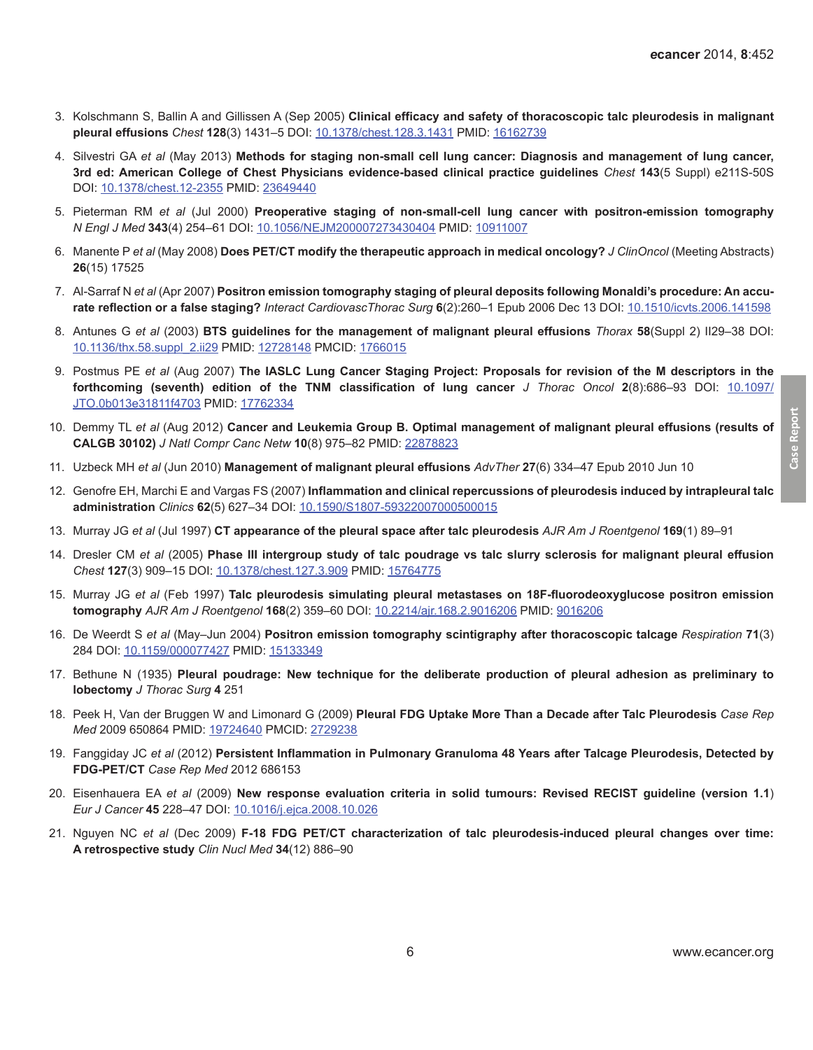3. Kolschmann S, Ballin A and Gillissen A (Sep 2005) **Clinical efficacy and safety of thoracoscopic talc pleurodesis in malignant pleural effusions** *Chest* **128**(3) 1431–5 DOI: 10.1378/chest.128.3.1431 PMID: 16162739

4. Silvestri GA *et al* (May 2013) **Methods for staging non-small cell lung cancer: Diagnosis and management of lung cancer, 3rd ed: American College of Chest Physicians evidence-based clinical practice guidelines** *Chest* **143**(5 Suppl) e211S-50S DOI: 10.1378/chest.12-2355 PMID: 23649440

5. Pieterman RM *et al* (Jul 2000) **Preoperative staging of non-small-cell lung cancer with positron-emission tomography** *N Engl J Med* **343**(4) 254–61 DOI: 10.1056/NEJM200007273430404 PMID: 10911007

6. Manente P *et al* (May 2008) **Does PET/CT modify the therapeutic approach in medical oncology?** *J ClinOncol* (Meeting Abstracts) **26**(15) 17525

7. Al-Sarraf N *et al* (Apr 2007) **Positron emission tomography staging of pleural deposits following Monaldi's procedure: An accurate reflection or a false staging?** *Interact CardiovascThorac Surg* **6**(2):260–1 Epub 2006 Dec 13 DOI: 10.1510/icvts.2006.141598

8. Antunes G *et al* (2003) **BTS guidelines for the management of malignant pleural effusions** *Thorax* **58**(Suppl 2) II29–38 DOI: 10.1136/thx.58.suppl_2.ii29 PMID: 12728148 PMCID: 1766015

9. Postmus PE *et al* (Aug 2007) **The IASLC Lung Cancer Staging Project: Proposals for revision of the M descriptors in the forthcoming (seventh) edition of the TNM classification of lung cancer** *J Thorac Oncol* **2**(8):686–93 DOI: 10.1097/JTO.0b013e31811f4703 PMID: 17762334

10. Demmy TL *et al* (Aug 2012) **Cancer and Leukemia Group B. Optimal management of malignant pleural effusions (results of CALGB 30102)** *J Natl Compr Canc Netw* **10**(8) 975–82 PMID: 22878823

11. Uzbeck MH *et al* (Jun 2010) **Management of malignant pleural effusions** *AdvTher* **27**(6) 334–47 Epub 2010 Jun 10

12. Genofre EH, Marchi E and Vargas FS (2007) **Inflammation and clinical repercussions of pleurodesis induced by intrapleural talc administration** *Clinics* **62**(5) 627–34 DOI: 10.1590/S1807-59322007000500015

13. Murray JG *et al* (Jul 1997) **CT appearance of the pleural space after talc pleurodesis** *AJR Am J Roentgenol* **169**(1) 89–91

14. Dresler CM *et al* (2005) **Phase III intergroup study of talc poudrage vs talc slurry sclerosis for malignant pleural effusion** *Chest* **127**(3) 909–15 DOI: 10.1378/chest.127.3.909 PMID: 15764775

15. Murray JG *et al* (Feb 1997) **Talc pleurodesis simulating pleural metastases on 18F-fluorodeoxyglucose positron emission tomography** *AJR Am J Roentgenol* **168**(2) 359–60 DOI: 10.2214/ajr.168.2.9016206 PMID: 9016206

16. De Weerdt S *et al* (May–Jun 2004) **Positron emission tomography scintigraphy after thoracoscopic talcage** *Respiration* **71**(3) 284 DOI: 10.1159/000077427 PMID: 15133349

17. Bethune N (1935) **Pleural poudrage: New technique for the deliberate production of pleural adhesion as preliminary to lobectomy** *J Thorac Surg* **4** 251

18. Peek H, Van der Bruggen W and Limonard G (2009) **Pleural FDG Uptake More Than a Decade after Talc Pleurodesis** *Case Rep Med* 2009 650864 PMID: 19724640 PMCID: 2729238

19. Fanggiday JC *et al* (2012) **Persistent Inflammation in Pulmonary Granuloma 48 Years after Talcage Pleurodesis, Detected by FDG-PET/CT** *Case Rep Med* 2012 686153

20. Eisenhauera EA *et al* (2009) **New response evaluation criteria in solid tumours: Revised RECIST guideline (version 1.1**) *Eur J Cancer* **45** 228–47 DOI: 10.1016/j.ejca.2008.10.026

21. Nguyen NC *et al* (Dec 2009) **F-18 FDG PET/CT characterization of talc pleurodesis-induced pleural changes over time: A retrospective study** *Clin Nucl Med* **34**(12) 886–90